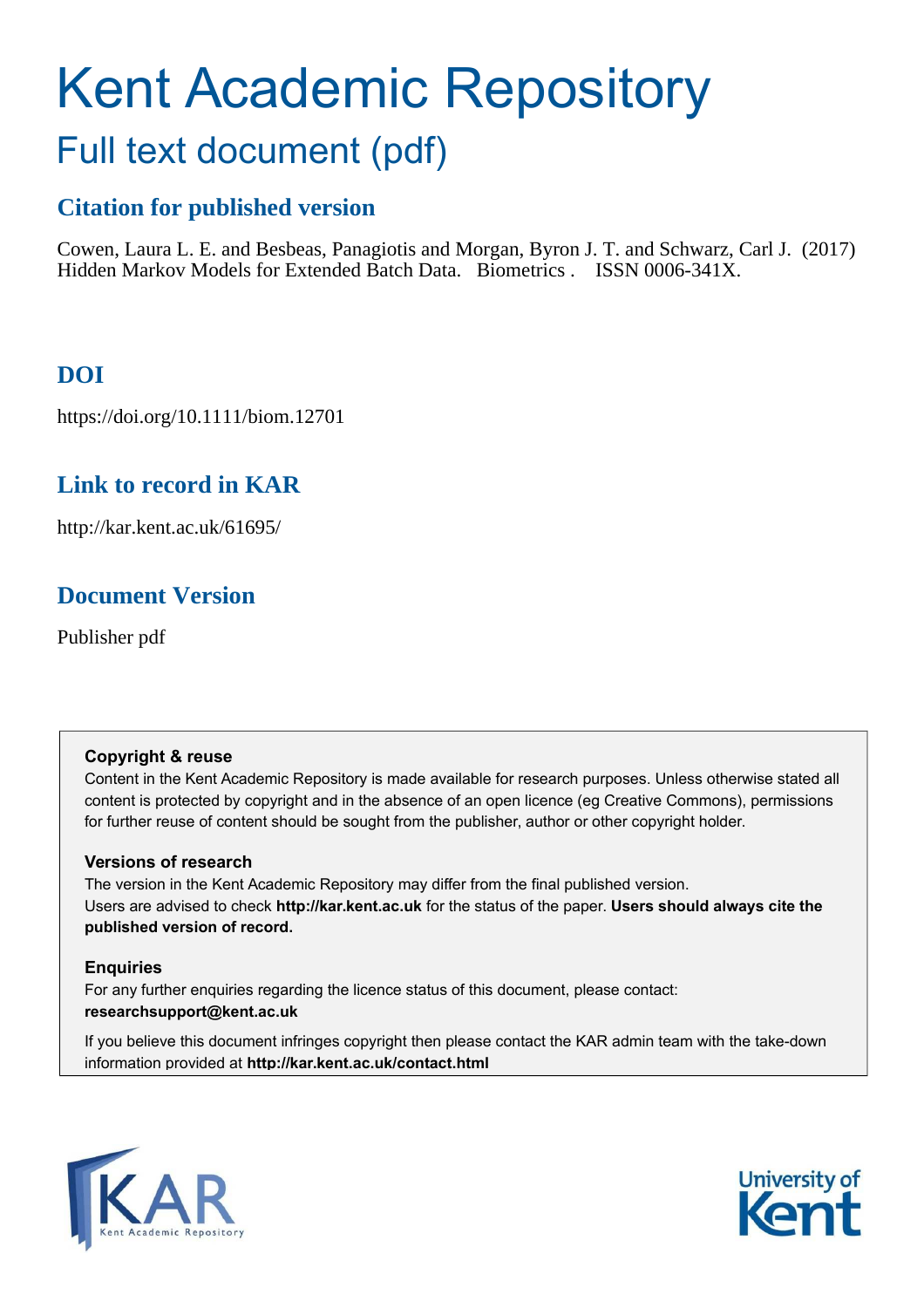# Kent Academic Repository

## Full text document (pdf)

### Citation for published version

Cowen, Laura L. E. and Besbeas, Panagiotis and Morgan, Byron J. T. and Schwarz, Carl J. (2017) Hidden Markov Models for Extended Batch Data. Biometrics . ISSN 0006-341X.

### DOI

https://doi.org/10.1111/biom.12701

### Link to record in KAR

http://kar.kent.ac.uk/61695/

### Document Version

Publisher pdf

**Copyright & reuse**

Content in the Kent Academic Repository is made available for research purposes. Unless otherwise stated all content is protected by copyright and in the absence of an open licence (eg Creative Commons), permissions for further reuse of content should be sought from the publisher, author or other copyright holder.

**Versions of research**

The version in the Kent Academic Repository may differ from the final published version.
Users are advised to check **http://kar.kent.ac.uk** for the status of the paper. **Users should always cite the published version of record.**

**Enquiries**

For any further enquiries regarding the licence status of this document, please contact:
**researchsupport@kent.ac.uk**

If you believe this document infringes copyright then please contact the KAR admin team with the take-down information provided at **http://kar.kent.ac.uk/contact.html**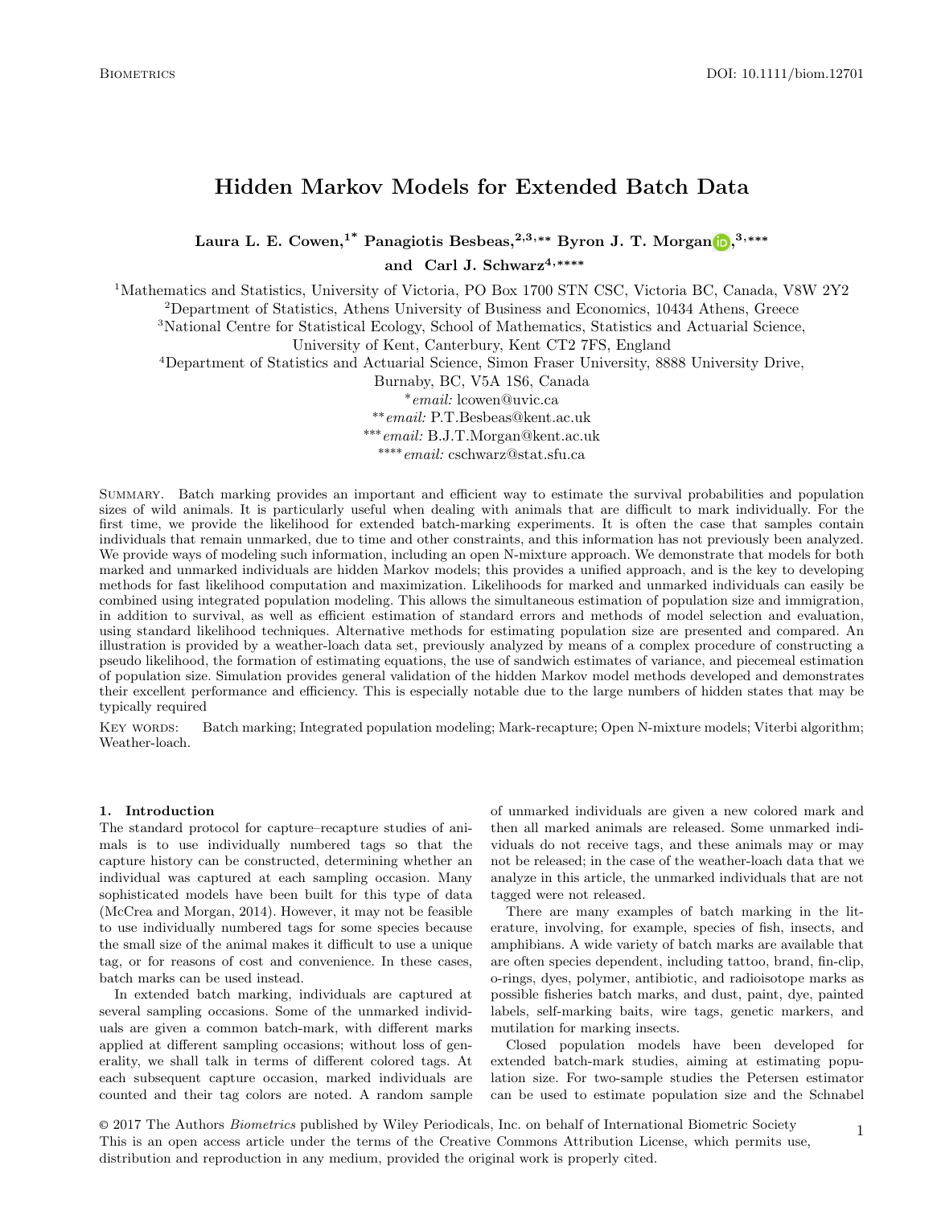# Hidden Markov Models for Extended Batch Data

**Laura L. E. Cowen,[1*] Panagiotis Besbeas,[2,3,**] Byron J. T. Morgan,[3,***] and Carl J. Schwarz[4,****]**

[1]Mathematics and Statistics, University of Victoria, PO Box 1700 STN CSC, Victoria BC, Canada, V8W 2Y2
[2]Department of Statistics, Athens University of Business and Economics, 10434 Athens, Greece
[3]National Centre for Statistical Ecology, School of Mathematics, Statistics and Actuarial Science, University of Kent, Canterbury, Kent CT2 7FS, England
[4]Department of Statistics and Actuarial Science, Simon Fraser University, 8888 University Drive, Burnaby, BC, V5A 1S6, Canada

[*]*email:* lcowen@uvic.ca
[**]*email:* P.T.Besbeas@kent.ac.uk
[***]*email:* B.J.T.Morgan@kent.ac.uk
[****]*email:* cschwarz@stat.sfu.ca

Summary. Batch marking provides an important and efficient way to estimate the survival probabilities and population sizes of wild animals. It is particularly useful when dealing with animals that are difficult to mark individually. For the first time, we provide the likelihood for extended batch-marking experiments. It is often the case that samples contain individuals that remain unmarked, due to time and other constraints, and this information has not previously been analyzed. We provide ways of modeling such information, including an open N-mixture approach. We demonstrate that models for both marked and unmarked individuals are hidden Markov models; this provides a unified approach, and is the key to developing methods for fast likelihood computation and maximization. Likelihoods for marked and unmarked individuals can easily be combined using integrated population modeling. This allows the simultaneous estimation of population size and immigration, in addition to survival, as well as efficient estimation of standard errors and methods of model selection and evaluation, using standard likelihood techniques. Alternative methods for estimating population size are presented and compared. An illustration is provided by a weather-loach data set, previously analyzed by means of a complex procedure of constructing a pseudo likelihood, the formation of estimating equations, the use of sandwich estimates of variance, and piecemeal estimation of population size. Simulation provides general validation of the hidden Markov model methods developed and demonstrates their excellent performance and efficiency. This is especially notable due to the large numbers of hidden states that may be typically required

Key words: Batch marking; Integrated population modeling; Mark-recapture; Open N-mixture models; Viterbi algorithm; Weather-loach.

## 1. Introduction

The standard protocol for capture–recapture studies of animals is to use individually numbered tags so that the capture history can be constructed, determining whether an individual was captured at each sampling occasion. Many sophisticated models have been built for this type of data (McCrea and Morgan, 2014). However, it may not be feasible to use individually numbered tags for some species because the small size of the animal makes it difficult to use a unique tag, or for reasons of cost and convenience. In these cases, batch marks can be used instead.

In extended batch marking, individuals are captured at several sampling occasions. Some of the unmarked individuals are given a common batch-mark, with different marks applied at different sampling occasions; without loss of generality, we shall talk in terms of different colored tags. At each subsequent capture occasion, marked individuals are counted and their tag colors are noted. A random sample of unmarked individuals are given a new colored mark and then all marked animals are released. Some unmarked individuals do not receive tags, and these animals may or may not be released; in the case of the weather-loach data that we analyze in this article, the unmarked individuals that are not tagged were not released.

There are many examples of batch marking in the literature, involving, for example, species of fish, insects, and amphibians. A wide variety of batch marks are available that are often species dependent, including tattoo, brand, fin-clip, o-rings, dyes, polymer, antibiotic, and radioisotope marks as possible fisheries batch marks, and dust, paint, dye, painted labels, self-marking baits, wire tags, genetic markers, and mutilation for marking insects.

Closed population models have been developed for extended batch-mark studies, aiming at estimating population size. For two-sample studies the Petersen estimator can be used to estimate population size and the Schnabel

© 2017 The Authors *Biometrics* published by Wiley Periodicals, Inc. on behalf of International Biometric Society
This is an open access article under the terms of the Creative Commons Attribution License, which permits use, distribution and reproduction in any medium, provided the original work is properly cited.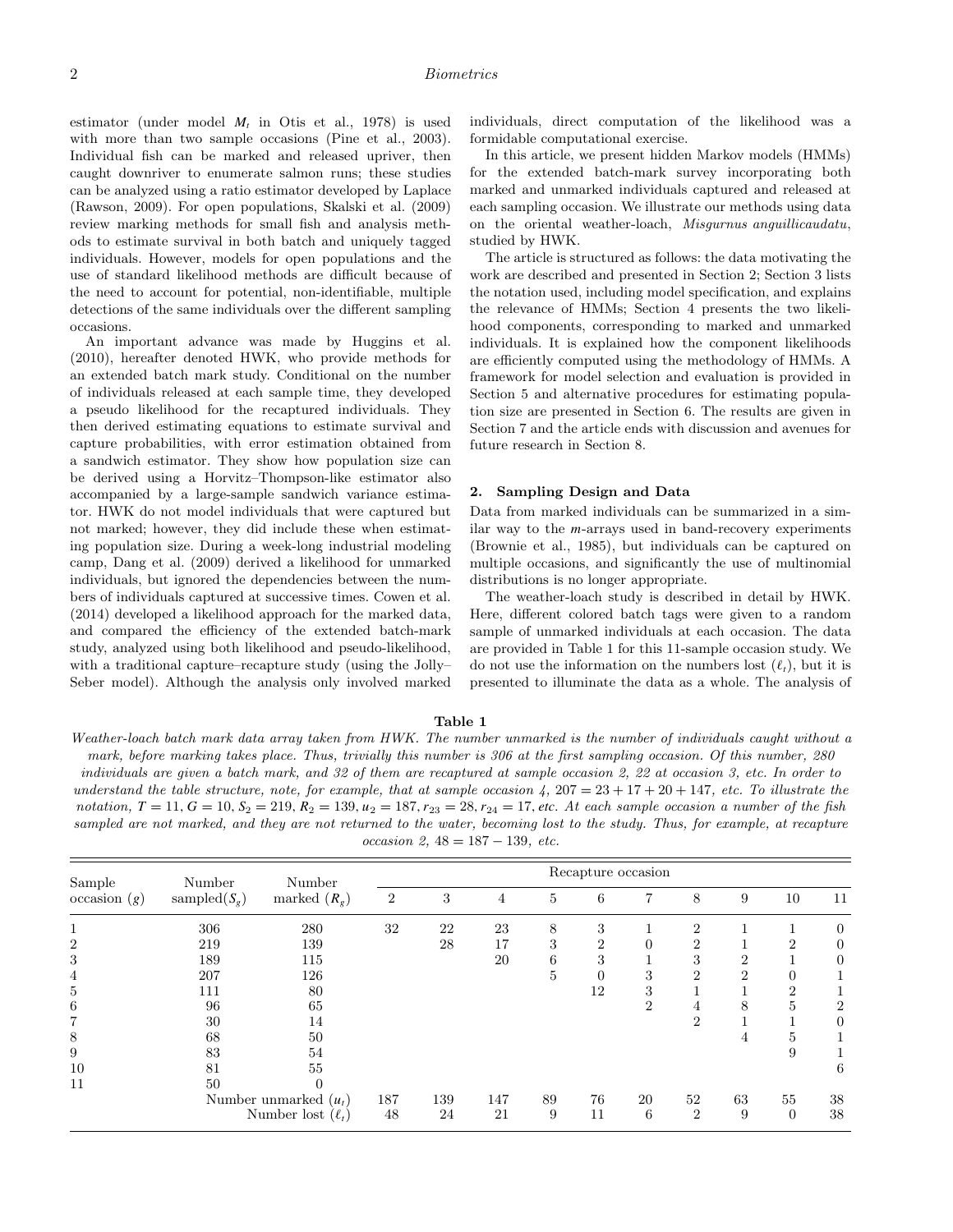estimator (under model $M_t$ in Otis et al., 1978) is used with more than two sample occasions (Pine et al., 2003). Individual fish can be marked and released upriver, then caught downriver to enumerate salmon runs; these studies can be analyzed using a ratio estimator developed by Laplace (Rawson, 2009). For open populations, Skalski et al. (2009) review marking methods for small fish and analysis methods to estimate survival in both batch and uniquely tagged individuals. However, models for open populations and the use of standard likelihood methods are difficult because of the need to account for potential, non-identifiable, multiple detections of the same individuals over the different sampling occasions.

An important advance was made by Huggins et al. (2010), hereafter denoted HWK, who provide methods for an extended batch mark study. Conditional on the number of individuals released at each sample time, they developed a pseudo likelihood for the recaptured individuals. They then derived estimating equations to estimate survival and capture probabilities, with error estimation obtained from a sandwich estimator. They show how population size can be derived using a Horvitz–Thompson-like estimator also accompanied by a large-sample sandwich variance estimator. HWK do not model individuals that were captured but not marked; however, they did include these when estimating population size. During a week-long industrial modeling camp, Dang et al. (2009) derived a likelihood for unmarked individuals, but ignored the dependencies between the numbers of individuals captured at successive times. Cowen et al. (2014) developed a likelihood approach for the marked data, and compared the efficiency of the extended batch-mark study, analyzed using both likelihood and pseudo-likelihood, with a traditional capture–recapture study (using the Jolly–Seber model). Although the analysis only involved marked individuals, direct computation of the likelihood was a formidable computational exercise.

In this article, we present hidden Markov models (HMMs) for the extended batch-mark survey incorporating both marked and unmarked individuals captured and released at each sampling occasion. We illustrate our methods using data on the oriental weather-loach, *Misgurnus anguillicaudatu*, studied by HWK.

The article is structured as follows: the data motivating the work are described and presented in Section 2; Section 3 lists the notation used, including model specification, and explains the relevance of HMMs; Section 4 presents the two likelihood components, corresponding to marked and unmarked individuals. It is explained how the component likelihoods are efficiently computed using the methodology of HMMs. A framework for model selection and evaluation is provided in Section 5 and alternative procedures for estimating population size are presented in Section 6. The results are given in Section 7 and the article ends with discussion and avenues for future research in Section 8.

## 2. Sampling Design and Data

Data from marked individuals can be summarized in a similar way to the *m*-arrays used in band-recovery experiments (Brownie et al., 1985), but individuals can be captured on multiple occasions, and significantly the use of multinomial distributions is no longer appropriate.

The weather-loach study is described in detail by HWK. Here, different colored batch tags were given to a random sample of unmarked individuals at each occasion. The data are provided in Table 1 for this 11-sample occasion study. We do not use the information on the numbers lost ($\ell_t$), but it is presented to illuminate the data as a whole. The analysis of

**Table 1**

*Weather-loach batch mark data array taken from HWK. The number unmarked is the number of individuals caught without a mark, before marking takes place. Thus, trivially this number is 306 at the first sampling occasion. Of this number, 280 individuals are given a batch mark, and 32 of them are recaptured at sample occasion 2, 22 at occasion 3, etc. In order to understand the table structure, note, for example, that at sample occasion 4, $207 = 23 + 17 + 20 + 147$, etc. To illustrate the notation, $T = 11$, $G = 10$, $S_2 = 219$, $R_2 = 139$, $u_2 = 187$, $r_{23} = 28$, $r_{24} = 17$, etc. At each sample occasion a number of the fish sampled are not marked, and they are not returned to the water, becoming lost to the study. Thus, for example, at recapture occasion 2, $48 = 187 - 139$, etc.*

| Sample occasion ($g$) | Number sampled($S_g$) | Number marked ($R_g$) | Recapture occasion | | | | | | | | | |
|---|---|---|---|---|---|---|---|---|---|---|---|---|
| | | | 2 | 3 | 4 | 5 | 6 | 7 | 8 | 9 | 10 | 11 |
| 1 | 306 | 280 | 32 | 22 | 23 | 8 | 3 | 1 | 2 | 1 | 1 | 0 |
| 2 | 219 | 139 | | 28 | 17 | 3 | 2 | 0 | 2 | 1 | 2 | 0 |
| 3 | 189 | 115 | | | 20 | 6 | 3 | 1 | 3 | 2 | 1 | 0 |
| 4 | 207 | 126 | | | | 5 | 0 | 3 | 2 | 2 | 0 | 1 |
| 5 | 111 | 80 | | | | | 12 | 3 | 1 | 1 | 2 | 1 |
| 6 | 96 | 65 | | | | | | 2 | 4 | 8 | 5 | 2 |
| 7 | 30 | 14 | | | | | | | 2 | 1 | 1 | 0 |
| 8 | 68 | 50 | | | | | | | | 4 | 5 | 1 |
| 9 | 83 | 54 | | | | | | | | | 9 | 1 |
| 10 | 81 | 55 | | | | | | | | | | 6 |
| 11 | 50 | 0 | | | | | | | | | | |
| | | Number unmarked ($u_t$) | 187 | 139 | 147 | 89 | 76 | 20 | 52 | 63 | 55 | 38 |
| | | Number lost ($\ell_t$) | 48 | 24 | 21 | 9 | 11 | 6 | 2 | 9 | 0 | 38 |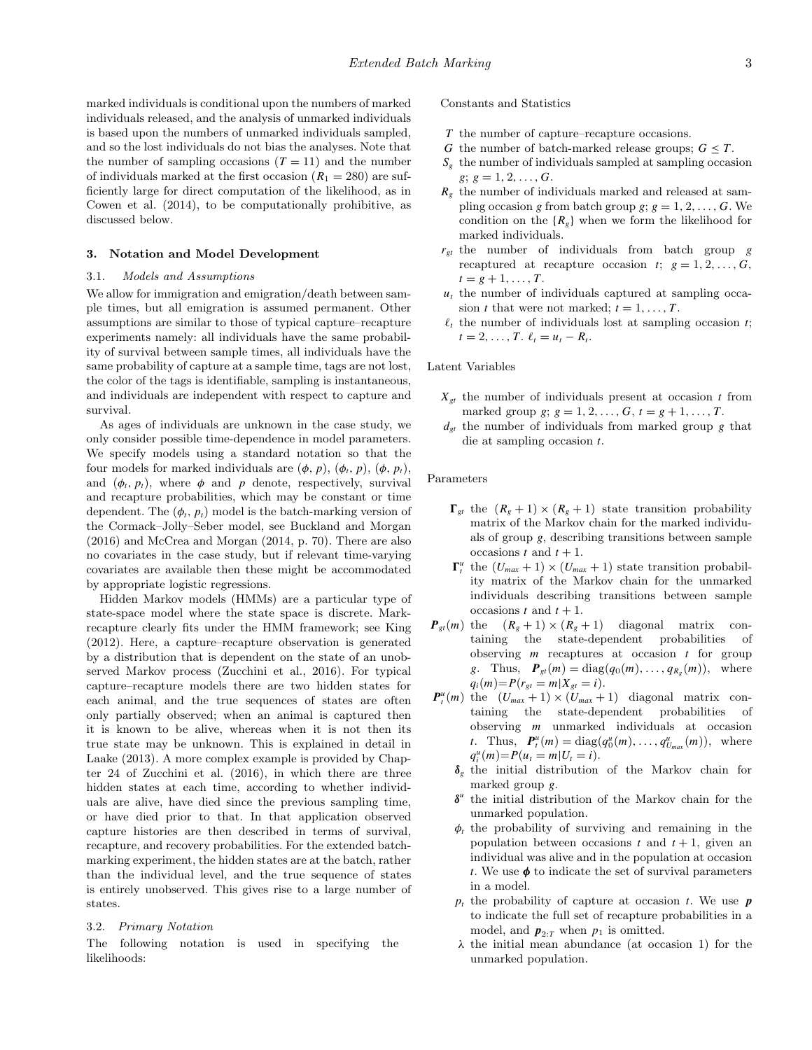marked individuals is conditional upon the numbers of marked individuals released, and the analysis of unmarked individuals is based upon the numbers of unmarked individuals sampled, and so the lost individuals do not bias the analyses. Note that the number of sampling occasions ($T = 11$) and the number of individuals marked at the first occasion ($R_1 = 280$) are sufficiently large for direct computation of the likelihood, as in Cowen et al. (2014), to be computationally prohibitive, as discussed below.

## 3. Notation and Model Development

### 3.1. *Models and Assumptions*

We allow for immigration and emigration/death between sample times, but all emigration is assumed permanent. Other assumptions are similar to those of typical capture–recapture experiments namely: all individuals have the same probability of survival between sample times, all individuals have the same probability of capture at a sample time, tags are not lost, the color of the tags is identifiable, sampling is instantaneous, and individuals are independent with respect to capture and survival.

As ages of individuals are unknown in the case study, we only consider possible time-dependence in model parameters. We specify models using a standard notation so that the four models for marked individuals are ($\phi$, $p$), ($\phi_t$, $p$), ($\phi$, $p_t$), and ($\phi_t$, $p_t$), where $\phi$ and $p$ denote, respectively, survival and recapture probabilities, which may be constant or time dependent. The ($\phi_t$, $p_t$) model is the batch-marking version of the Cormack–Jolly–Seber model, see Buckland and Morgan (2016) and McCrea and Morgan (2014, p. 70). There are also no covariates in the case study, but if relevant time-varying covariates are available then these might be accommodated by appropriate logistic regressions.

Hidden Markov models (HMMs) are a particular type of state-space model where the state space is discrete. Mark-recapture clearly fits under the HMM framework; see King (2012). Here, a capture–recapture observation is generated by a distribution that is dependent on the state of an unobserved Markov process (Zucchini et al., 2016). For typical capture–recapture models there are two hidden states for each animal, and the true sequences of states are often only partially observed; when an animal is captured then it is known to be alive, whereas when it is not then its true state may be unknown. This is explained in detail in Laake (2013). A more complex example is provided by Chapter 24 of Zucchini et al. (2016), in which there are three hidden states at each time, according to whether individuals are alive, have died since the previous sampling time, or have died prior to that. In that application observed capture histories are then described in terms of survival, recapture, and recovery probabilities. For the extended batch-marking experiment, the hidden states are at the batch, rather than the individual level, and the true sequence of states is entirely unobserved. This gives rise to a large number of states.

### 3.2. *Primary Notation*

The following notation is used in specifying the likelihoods:

Constants and Statistics

- $T$ the number of capture–recapture occasions.
- $G$ the number of batch-marked release groups; $G \leq T$.
- $S_g$ the number of individuals sampled at sampling occasion $g$; $g = 1, 2, \ldots, G$.
- $R_g$ the number of individuals marked and released at sampling occasion $g$ from batch group $g$; $g = 1, 2, \ldots, G$. We condition on the $\{R_g\}$ when we form the likelihood for marked individuals.
- $r_{gt}$ the number of individuals from batch group $g$ recaptured at recapture occasion $t$; $g = 1, 2, \ldots, G$, $t = g+1, \ldots, T$.
- $u_t$ the number of individuals captured at sampling occasion $t$ that were not marked; $t = 1, \ldots, T$.
- $\ell_t$ the number of individuals lost at sampling occasion $t$; $t = 2, \ldots, T$. $\ell_t = u_t - R_t$.

Latent Variables

- $X_{gt}$ the number of individuals present at occasion $t$ from marked group $g$; $g = 1, 2, \ldots, G$, $t = g+1, \ldots, T$.
- $d_{gt}$ the number of individuals from marked group $g$ that die at sampling occasion $t$.

Parameters

- $\boldsymbol{\Gamma}_{gt}$ the $(R_g + 1) \times (R_g + 1)$ state transition probability matrix of the Markov chain for the marked individuals of group $g$, describing transitions between sample occasions $t$ and $t + 1$.
- $\boldsymbol{\Gamma}^u_t$ the $(U_{max} + 1) \times (U_{max} + 1)$ state transition probability matrix of the Markov chain for the unmarked individuals describing transitions between sample occasions $t$ and $t + 1$.
- $\boldsymbol{P}_{gt}(m)$ the $(R_g + 1) \times (R_g + 1)$ diagonal matrix containing the state-dependent probabilities of observing $m$ recaptures at occasion $t$ for group $g$. Thus, $\boldsymbol{P}_{gt}(m) = \text{diag}(q_0(m), \ldots, q_{R_g}(m))$, where $q_i(m) = P(r_{gt} = m | X_{gt} = i)$.
- $\boldsymbol{P}^u_t(m)$ the $(U_{max} + 1) \times (U_{max} + 1)$ diagonal matrix containing the state-dependent probabilities of observing $m$ unmarked individuals at occasion $t$. Thus, $\boldsymbol{P}^u_t(m) = \text{diag}(q^u_0(m), \ldots, q^u_{U_{max}}(m))$, where $q^u_i(m) = P(u_t = m | U_t = i)$.
- $\boldsymbol{\delta}_g$ the initial distribution of the Markov chain for marked group $g$.
- $\boldsymbol{\delta}^u$ the initial distribution of the Markov chain for the unmarked population.
- $\phi_t$ the probability of surviving and remaining in the population between occasions $t$ and $t + 1$, given an individual was alive and in the population at occasion $t$. We use $\boldsymbol{\phi}$ to indicate the set of survival parameters in a model.
- $p_t$ the probability of capture at occasion $t$. We use $\boldsymbol{p}$ to indicate the full set of recapture probabilities in a model, and $\boldsymbol{p}_{2:T}$ when $p_1$ is omitted.
- $\lambda$ the initial mean abundance (at occasion 1) for the unmarked population.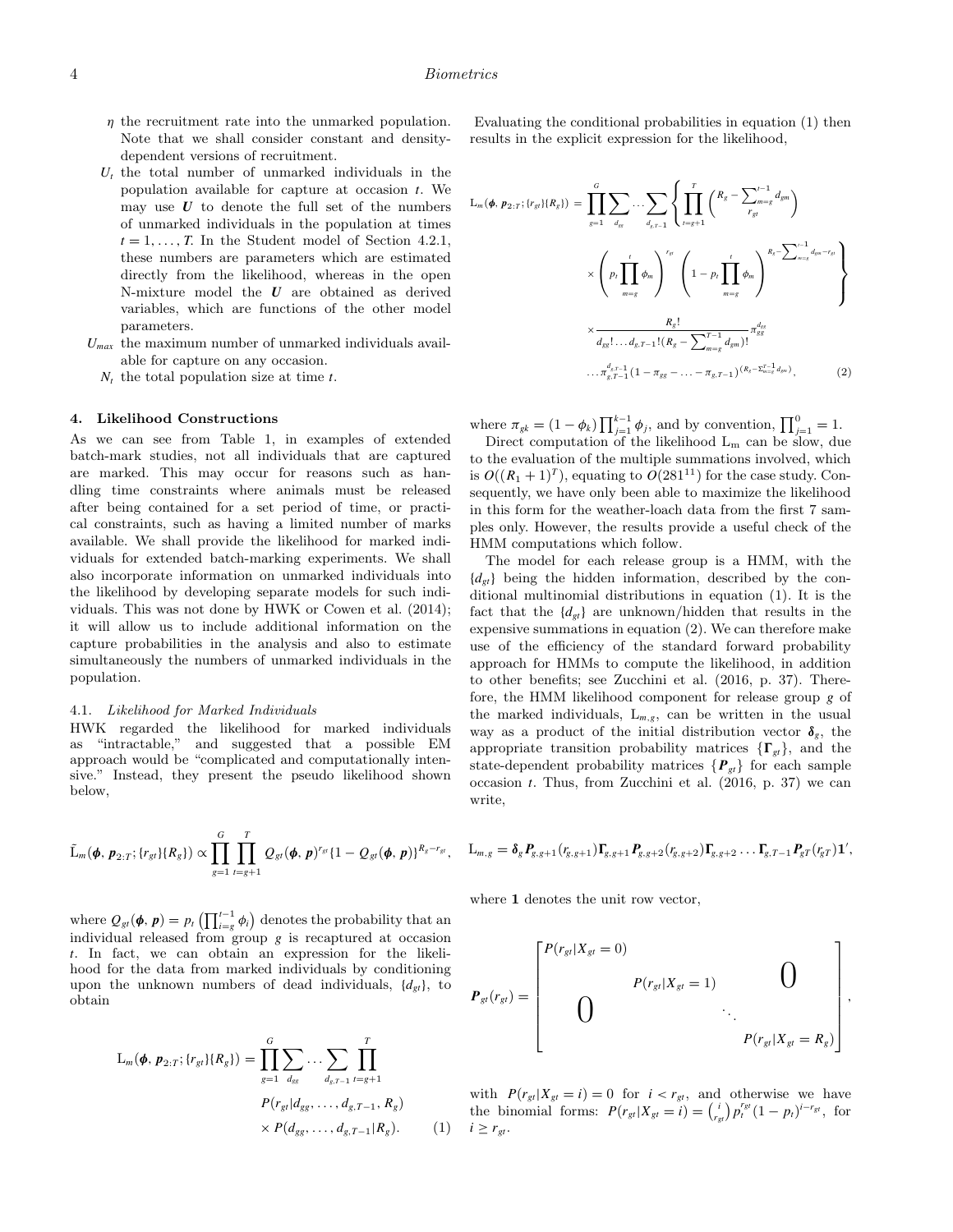$\eta$ the recruitment rate into the unmarked population. Note that we shall consider constant and density-dependent versions of recruitment.

$U_t$ the total number of unmarked individuals in the population available for capture at occasion $t$. We may use $\boldsymbol{U}$ to denote the full set of the numbers of unmarked individuals in the population at times $t = 1, \ldots, T$. In the Student model of Section 4.2.1, these numbers are parameters which are estimated directly from the likelihood, whereas in the open N-mixture model the $\boldsymbol{U}$ are obtained as derived variables, which are functions of the other model parameters.

$U_{max}$ the maximum number of unmarked individuals available for capture on any occasion.

$N_t$ the total population size at time $t$.

## 4. Likelihood Constructions

As we can see from Table 1, in examples of extended batch-mark studies, not all individuals that are captured are marked. This may occur for reasons such as handling time constraints where animals must be released after being contained for a set period of time, or practical constraints, such as having a limited number of marks available. We shall provide the likelihood for marked individuals for extended batch-marking experiments. We shall also incorporate information on unmarked individuals into the likelihood by developing separate models for such individuals. This was not done by HWK or Cowen et al. (2014); it will allow us to include additional information on the capture probabilities in the analysis and also to estimate simultaneously the numbers of unmarked individuals in the population.

### 4.1. *Likelihood for Marked Individuals*

HWK regarded the likelihood for marked individuals as "intractable," and suggested that a possible EM approach would be "complicated and computationally intensive." Instead, they present the pseudo likelihood shown below,

$$\tilde{\mathrm{L}}_m(\boldsymbol{\phi}, \boldsymbol{p}_{2:T}; \{r_{gt}\}\{R_g\}) \propto \prod_{g=1}^{G} \prod_{t=g+1}^{T} Q_{gt}(\boldsymbol{\phi}, \boldsymbol{p})^{r_{gt}} \{1 - Q_{gt}(\boldsymbol{\phi}, \boldsymbol{p})\}^{R_g - r_{gt}},$$

where $Q_{gt}(\boldsymbol{\phi}, \boldsymbol{p}) = p_t \left(\prod_{i=g}^{t-1} \phi_i\right)$ denotes the probability that an individual released from group $g$ is recaptured at occasion $t$. In fact, we can obtain an expression for the likelihood for the data from marked individuals by conditioning upon the unknown numbers of dead individuals, $\{d_{gt}\}$, to obtain

$$\mathrm{L}_m(\boldsymbol{\phi}, \boldsymbol{p}_{2:T}; \{r_{gt}\}\{R_g\}) = \prod_{g=1}^{G} \sum_{d_{gg}} \cdots \sum_{d_{g,T-1}} \prod_{t=g+1}^{T} P(r_{gt} | d_{gg}, \ldots, d_{g,T-1}, R_g) \times P(d_{gg}, \ldots, d_{g,T-1} | R_g). \quad (1)$$

Evaluating the conditional probabilities in equation (1) then results in the explicit expression for the likelihood,

$$\begin{aligned}
\mathrm{L}_m(\boldsymbol{\phi}, \boldsymbol{p}_{2:T}; \{r_{gt}\}\{R_g\}) = \prod_{g=1}^{G} \sum_{d_{gg}} \cdots \sum_{d_{g,T-1}} \Bigg\{ \prod_{t=g+1}^{T} & \binom{R_g - \sum_{m=g}^{t-1} d_{gm}}{r_{gt}} \\
& \times \left(p_t \prod_{m=g}^{t} \phi_m\right)^{r_{gt}} \left(1 - p_t \prod_{m=g}^{t} \phi_m\right)^{R_g - \sum_{m=g}^{t-1} d_{gm} - r_{gt}} \Bigg\} \\
& \times \frac{R_g!}{d_{gg}! \ldots d_{g,T-1}! (R_g - \sum_{m=g}^{T-1} d_{gm})!} \pi_{gg}^{d_{gg}} \\
& \ldots \pi_{g,T-1}^{d_{g,T-1}} (1 - \pi_{gg} - \ldots - \pi_{g,T-1})^{(R_g - \sum_{m=g}^{T-1} d_{gm})}, \quad (2)
\end{aligned}$$

where $\pi_{gk} = (1 - \phi_k) \prod_{j=1}^{k-1} \phi_j$, and by convention, $\prod_{j=1}^{0} = 1$.

Direct computation of the likelihood $\mathrm{L}_m$ can be slow, due to the evaluation of the multiple summations involved, which is $O((R_1 + 1)^T)$, equating to $O(281^{11})$ for the case study. Consequently, we have only been able to maximize the likelihood in this form for the weather-loach data from the first 7 samples only. However, the results provide a useful check of the HMM computations which follow.

The model for each release group is a HMM, with the $\{d_{gt}\}$ being the hidden information, described by the conditional multinomial distributions in equation (1). It is the fact that the $\{d_{gt}\}$ are unknown/hidden that results in the expensive summations in equation (2). We can therefore make use of the efficiency of the standard forward probability approach for HMMs to compute the likelihood, in addition to other benefits; see Zucchini et al. (2016, p. 37). Therefore, the HMM likelihood component for release group $g$ of the marked individuals, $\mathrm{L}_{m,g}$, can be written in the usual way as a product of the initial distribution vector $\boldsymbol{\delta}_g$, the appropriate transition probability matrices $\{\boldsymbol{\Gamma}_{gt}\}$, and the state-dependent probability matrices $\{\boldsymbol{P}_{gt}\}$ for each sample occasion $t$. Thus, from Zucchini et al. (2016, p. 37) we can write,

$$\mathrm{L}_{m,g} = \boldsymbol{\delta}_g \boldsymbol{P}_{g,g+1}(r_{g,g+1}) \boldsymbol{\Gamma}_{g,g+1} \boldsymbol{P}_{g,g+2}(r_{g,g+2}) \boldsymbol{\Gamma}_{g,g+2} \ldots \boldsymbol{\Gamma}_{g,T-1} \boldsymbol{P}_{gT}(r_{gT}) \mathbf{1}',$$

where $\mathbf{1}$ denotes the unit row vector,

$$\boldsymbol{P}_{gt}(r_{gt}) = \begin{bmatrix} P(r_{gt} | X_{gt} = 0) & & & \\ & P(r_{gt} | X_{gt} = 1) & & 0 \\ 0 & & \ddots & \\ & & & P(r_{gt} | X_{gt} = R_g) \end{bmatrix},$$

with $P(r_{gt} | X_{gt} = i) = 0$ for $i < r_{gt}$, and otherwise we have the binomial forms: $P(r_{gt} | X_{gt} = i) = \binom{i}{r_{gt}} p_t^{r_{gt}} (1 - p_t)^{i - r_{gt}}$, for $i \geq r_{gt}$.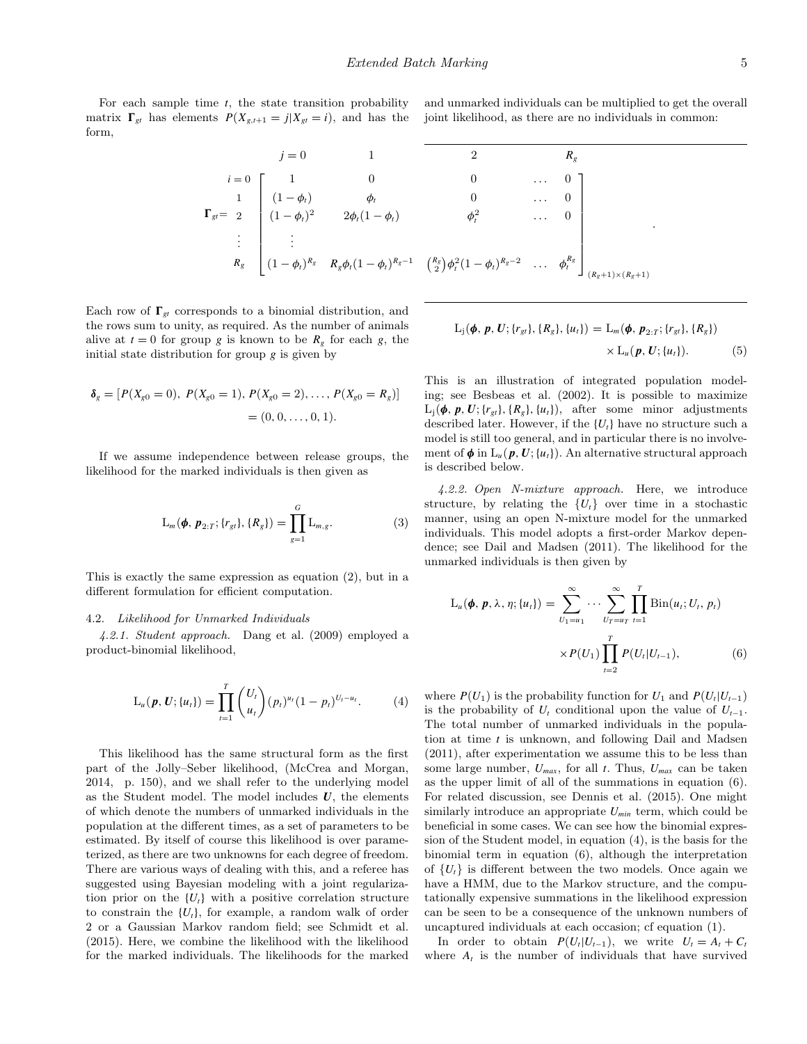For each sample time $t$, the state transition probability matrix $\boldsymbol{\Gamma}_{gt}$ has elements $P(X_{g,t+1} = j | X_{gt} = i)$, and has the form,

$$
\boldsymbol{\Gamma}_{gt} = \begin{array}{c} \\ i=0 \\ 1 \\ 2 \\ \vdots \\ R_g \end{array}
\begin{array}{c}
\begin{array}{ccccc} j=0 & 1 & 2 & & R_g \end{array} \\
\left[\begin{array}{ccccc}
1 & 0 & 0 & \dots & 0 \\
(1-\phi_t) & \phi_t & 0 & \dots & 0 \\
(1-\phi_t)^2 & 2\phi_t(1-\phi_t) & \phi_t^2 & \dots & 0 \\
\vdots & & & & \\
(1-\phi_t)^{R_g} & R_g\phi_t(1-\phi_t)^{R_g-1} & \binom{R_g}{2}\phi_t^2(1-\phi_t)^{R_g-2} & \dots & \phi_t^{R_g}
\end{array}\right]_{(R_g+1)\times(R_g+1)}
\end{array}.
$$

Each row of $\boldsymbol{\Gamma}_{gt}$ corresponds to a binomial distribution, and the rows sum to unity, as required. As the number of animals alive at $t = 0$ for group $g$ is known to be $R_g$ for each $g$, the initial state distribution for group $g$ is given by

$$
\begin{aligned}
\boldsymbol{\delta}_g &= [P(X_{g0} = 0),\ P(X_{g0} = 1),\ P(X_{g0} = 2), \dots, P(X_{g0} = R_g)] \\
&= (0, 0, \dots, 0, 1).
\end{aligned}
$$

If we assume independence between release groups, the likelihood for the marked individuals is then given as

$$
\mathrm{L}_m(\boldsymbol{\phi}, \boldsymbol{p}_{2:T}; \{r_{gt}\}, \{R_g\}) = \prod_{g=1}^{G} \mathrm{L}_{m,g}. \tag{3}
$$

This is exactly the same expression as equation (2), but in a different formulation for efficient computation.

### 4.2. *Likelihood for Unmarked Individuals*

*4.2.1. Student approach.* Dang et al. (2009) employed a product-binomial likelihood,

$$
\mathrm{L}_u(\boldsymbol{p}, \boldsymbol{U}; \{u_t\}) = \prod_{t=1}^{T} \binom{U_t}{u_t} (p_t)^{u_t} (1-p_t)^{U_t - u_t}. \tag{4}
$$

This likelihood has the same structural form as the first part of the Jolly–Seber likelihood, (McCrea and Morgan, 2014, p. 150), and we shall refer to the underlying model as the Student model. The model includes $\boldsymbol{U}$, the elements of which denote the numbers of unmarked individuals in the population at the different times, as a set of parameters to be estimated. By itself of course this likelihood is over parameterized, as there are two unknowns for each degree of freedom. There are various ways of dealing with this, and a referee has suggested using Bayesian modeling with a joint regularization prior on the $\{U_t\}$ with a positive correlation structure to constrain the $\{U_t\}$, for example, a random walk of order 2 or a Gaussian Markov random field; see Schmidt et al. (2015). Here, we combine the likelihood with the likelihood for the marked individuals. The likelihoods for the marked and unmarked individuals can be multiplied to get the overall joint likelihood, as there are no individuals in common:

$$
\begin{aligned}
\mathrm{L}_j(\boldsymbol{\phi}, \boldsymbol{p}, \boldsymbol{U}; \{r_{gt}\}, \{R_g\}, \{u_t\}) &= \mathrm{L}_m(\boldsymbol{\phi}, \boldsymbol{p}_{2:T}; \{r_{gt}\}, \{R_g\}) \\
&\quad \times \mathrm{L}_u(\boldsymbol{p}, \boldsymbol{U}; \{u_t\}).
\end{aligned} \tag{5}
$$

This is an illustration of integrated population modeling; see Besbeas et al. (2002). It is possible to maximize $\mathrm{L}_j(\boldsymbol{\phi}, \boldsymbol{p}, \boldsymbol{U}; \{r_{gt}\}, \{R_g\}, \{u_t\})$, after some minor adjustments described later. However, if the $\{U_t\}$ have no structure such a model is still too general, and in particular there is no involvement of $\boldsymbol{\phi}$ in $\mathrm{L}_u(\boldsymbol{p}, \boldsymbol{U}; \{u_t\})$. An alternative structural approach is described below.

*4.2.2. Open N-mixture approach.* Here, we introduce structure, by relating the $\{U_t\}$ over time in a stochastic manner, using an open N-mixture model for the unmarked individuals. This model adopts a first-order Markov dependence; see Dail and Madsen (2011). The likelihood for the unmarked individuals is then given by

$$
\begin{aligned}
\mathrm{L}_u(\boldsymbol{\phi}, \boldsymbol{p}, \lambda, \eta; \{u_t\}) &= \sum_{U_1 = u_1}^{\infty} \cdots \sum_{U_T = u_T}^{\infty} \prod_{t=1}^{T} \mathrm{Bin}(u_t; U_t, p_t) \\
&\quad \times P(U_1) \prod_{t=2}^{T} P(U_t | U_{t-1}),
\end{aligned} \tag{6}
$$

where $P(U_1)$ is the probability function for $U_1$ and $P(U_t|U_{t-1})$ is the probability of $U_t$ conditional upon the value of $U_{t-1}$. The total number of unmarked individuals in the population at time $t$ is unknown, and following Dail and Madsen (2011), after experimentation we assume this to be less than some large number, $U_{max}$, for all $t$. Thus, $U_{max}$ can be taken as the upper limit of all the summations in equation (6). For related discussion, see Dennis et al. (2015). One might similarly introduce an appropriate $U_{min}$ term, which could be beneficial in some cases. We can see how the binomial expression of the Student model, in equation (4), is the basis for the binomial term in equation (6), although the interpretation of $\{U_t\}$ is different between the two models. Once again we have a HMM, due to the Markov structure, and the computationally expensive summations in the likelihood expression can be seen to be a consequence of the unknown numbers of uncaptured individuals at each occasion; cf equation (1).

In order to obtain $P(U_t|U_{t-1})$, we write $U_t = A_t + C_t$ where $A_t$ is the number of individuals that have survived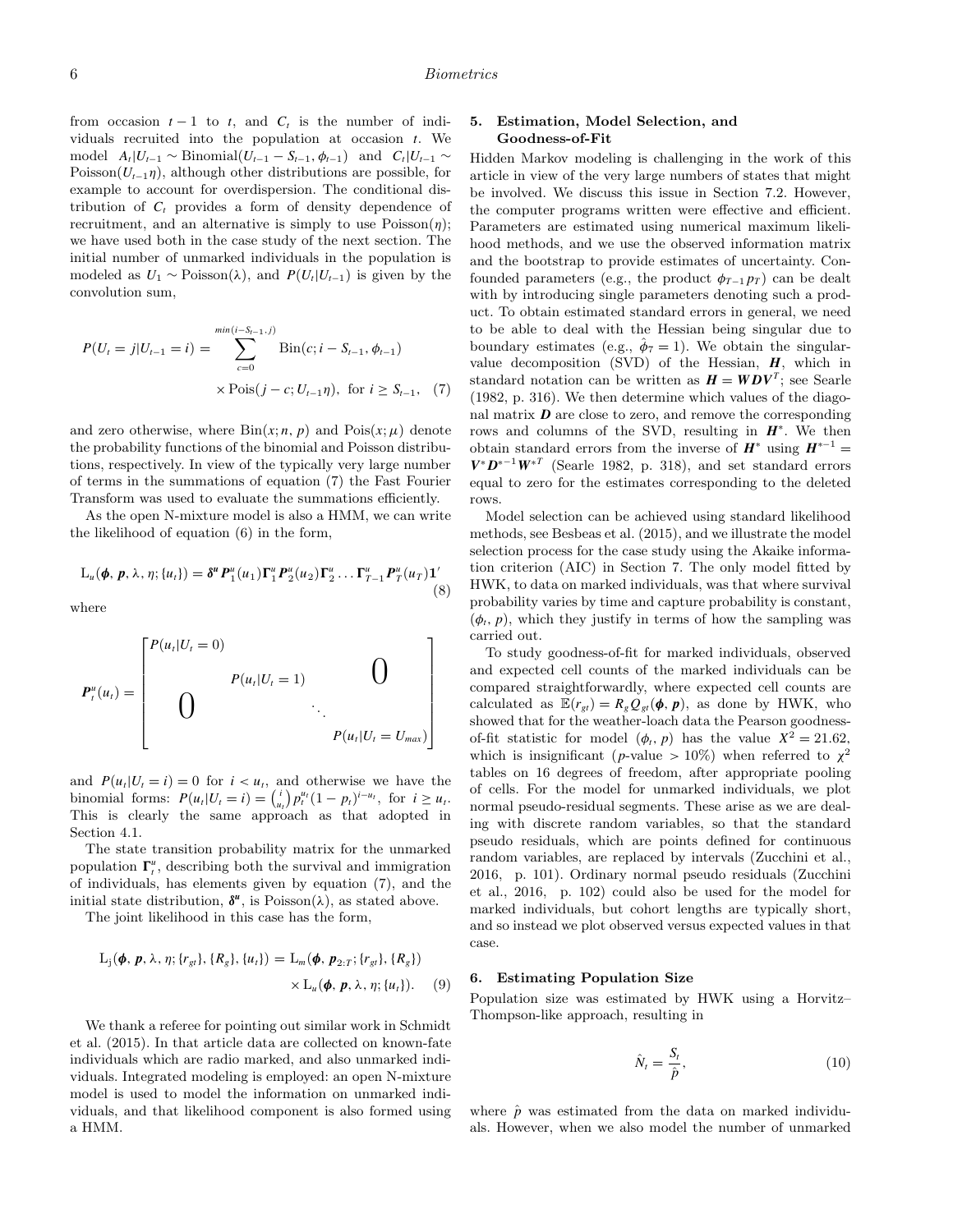from occasion $t-1$ to $t$, and $C_t$ is the number of individuals recruited into the population at occasion $t$. We model $A_t|U_{t-1} \sim \text{Binomial}(U_{t-1} - S_{t-1}, \phi_{t-1})$ and $C_t|U_{t-1} \sim \text{Poisson}(U_{t-1}\eta)$, although other distributions are possible, for example to account for overdispersion. The conditional distribution of $C_t$ provides a form of density dependence of recruitment, and an alternative is simply to use $\text{Poisson}(\eta)$; we have used both in the case study of the next section. The initial number of unmarked individuals in the population is modeled as $U_1 \sim \text{Poisson}(\lambda)$, and $P(U_t|U_{t-1})$ is given by the convolution sum,

$$P(U_t = j|U_{t-1} = i) = \sum_{c=0}^{min(i-S_{t-1},j)} \text{Bin}(c; i - S_{t-1}, \phi_{t-1}) \times \text{Pois}(j - c; U_{t-1}\eta), \text{ for } i \geq S_{t-1}, \quad (7)$$

and zero otherwise, where $\text{Bin}(x; n, p)$ and $\text{Pois}(x; \mu)$ denote the probability functions of the binomial and Poisson distributions, respectively. In view of the typically very large number of terms in the summations of equation (7) the Fast Fourier Transform was used to evaluate the summations efficiently.

As the open N-mixture model is also a HMM, we can write the likelihood of equation (6) in the form,

$$\text{L}_u(\boldsymbol{\phi}, \boldsymbol{p}, \lambda, \eta; \{u_t\}) = \boldsymbol{\delta}^{\boldsymbol{u}} \boldsymbol{P}_1^u(u_1)\boldsymbol{\Gamma}_1^u \boldsymbol{P}_2^u(u_2)\boldsymbol{\Gamma}_2^u \dots \boldsymbol{\Gamma}_{T-1}^u \boldsymbol{P}_T^u(u_T)\mathbf{1}' \quad (8)$$

where

$$\boldsymbol{P}_t^u(u_t) = \begin{bmatrix} P(u_t|U_t = 0) & & & \\ & P(u_t|U_t = 1) & & 0 \\ 0 & & \ddots & \\ & & & P(u_t|U_t = U_{max}) \end{bmatrix}$$

and $P(u_t|U_t = i) = 0$ for $i < u_t$, and otherwise we have the binomial forms: $P(u_t|U_t = i) = \binom{i}{u_t} p_t^{u_t}(1 - p_t)^{i-u_t}$, for $i \geq u_t$. This is clearly the same approach as that adopted in Section 4.1.

The state transition probability matrix for the unmarked population $\boldsymbol{\Gamma}_t^u$, describing both the survival and immigration of individuals, has elements given by equation (7), and the initial state distribution, $\boldsymbol{\delta}^{\boldsymbol{u}}$, is $\text{Poisson}(\lambda)$, as stated above.

The joint likelihood in this case has the form,

$$\text{L}_j(\boldsymbol{\phi}, \boldsymbol{p}, \lambda, \eta; \{r_{gt}\}, \{R_g\}, \{u_t\}) = \text{L}_m(\boldsymbol{\phi}, \boldsymbol{p}_{2:T}; \{r_{gt}\}, \{R_g\}) \times \text{L}_u(\boldsymbol{\phi}, \boldsymbol{p}, \lambda, \eta; \{u_t\}). \quad (9)$$

We thank a referee for pointing out similar work in Schmidt et al. (2015). In that article data are collected on known-fate individuals which are radio marked, and also unmarked individuals. Integrated modeling is employed: an open N-mixture model is used to model the information on unmarked individuals, and that likelihood component is also formed using a HMM.

## 5. Estimation, Model Selection, and Goodness-of-Fit

Hidden Markov modeling is challenging in the work of this article in view of the very large numbers of states that might be involved. We discuss this issue in Section 7.2. However, the computer programs written were effective and efficient. Parameters are estimated using numerical maximum likelihood methods, and we use the observed information matrix and the bootstrap to provide estimates of uncertainty. Confounded parameters (e.g., the product $\phi_{T-1} p_T$) can be dealt with by introducing single parameters denoting such a product. To obtain estimated standard errors in general, we need to be able to deal with the Hessian being singular due to boundary estimates (e.g., $\hat{\phi}_7 = 1$). We obtain the singular-value decomposition (SVD) of the Hessian, $\boldsymbol{H}$, which in standard notation can be written as $\boldsymbol{H} = \boldsymbol{W}\boldsymbol{D}\boldsymbol{V}^T$; see Searle (1982, p. 316). We then determine which values of the diagonal matrix $\boldsymbol{D}$ are close to zero, and remove the corresponding rows and columns of the SVD, resulting in $\boldsymbol{H}^*$. We then obtain standard errors from the inverse of $\boldsymbol{H}^*$ using $\boldsymbol{H}^{*-1} = \boldsymbol{V}^*\boldsymbol{D}^{*-1}\boldsymbol{W}^{*T}$ (Searle 1982, p. 318), and set standard errors equal to zero for the estimates corresponding to the deleted rows.

Model selection can be achieved using standard likelihood methods, see Besbeas et al. (2015), and we illustrate the model selection process for the case study using the Akaike information criterion (AIC) in Section 7. The only model fitted by HWK, to data on marked individuals, was that where survival probability varies by time and capture probability is constant, $(\phi_t, p)$, which they justify in terms of how the sampling was carried out.

To study goodness-of-fit for marked individuals, observed and expected cell counts of the marked individuals can be compared straightforwardly, where expected cell counts are calculated as $\mathbb{E}(r_{gt}) = R_g Q_{gt}(\boldsymbol{\phi}, \boldsymbol{p})$, as done by HWK, who showed that for the weather-loach data the Pearson goodness-of-fit statistic for model $(\phi_t, p)$ has the value $X^2 = 21.62$, which is insignificant ($p$-value $> 10\%$) when referred to $\chi^2$ tables on 16 degrees of freedom, after appropriate pooling of cells. For the model for unmarked individuals, we plot normal pseudo-residual segments. These arise as we are dealing with discrete random variables, so that the standard pseudo residuals, which are points defined for continuous random variables, are replaced by intervals (Zucchini et al., 2016, p. 101). Ordinary normal pseudo residuals (Zucchini et al., 2016, p. 102) could also be used for the model for marked individuals, but cohort lengths are typically short, and so instead we plot observed versus expected values in that case.

## 6. Estimating Population Size

Population size was estimated by HWK using a Horvitz–Thompson-like approach, resulting in

$$\hat{N}_t = \frac{S_t}{\hat{p}}, \quad (10)$$

where $\hat{p}$ was estimated from the data on marked individuals. However, when we also model the number of unmarked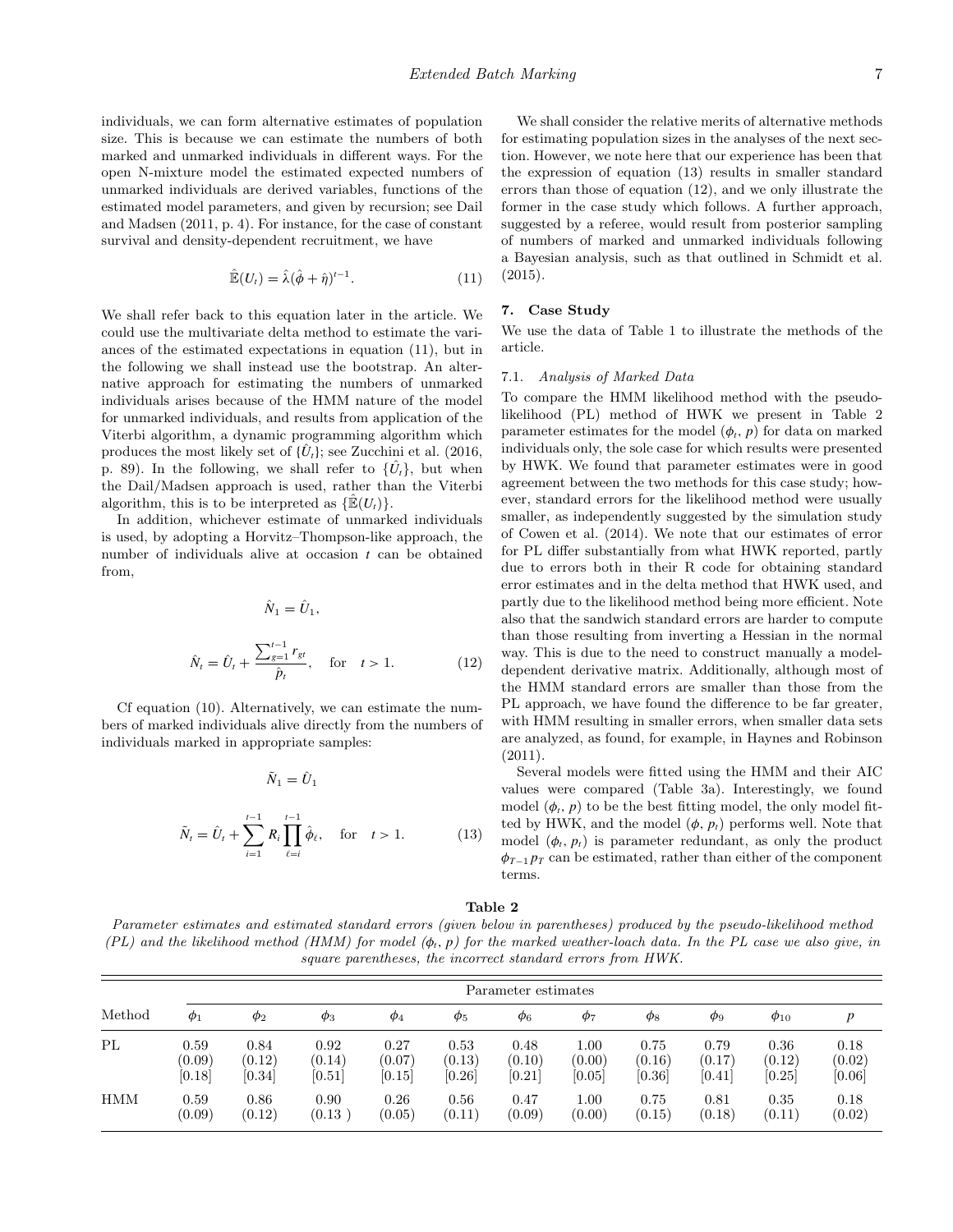individuals, we can form alternative estimates of population size. This is because we can estimate the numbers of both marked and unmarked individuals in different ways. For the open N-mixture model the estimated expected numbers of unmarked individuals are derived variables, functions of the estimated model parameters, and given by recursion; see Dail and Madsen (2011, p. 4). For instance, for the case of constant survival and density-dependent recruitment, we have

$$\hat{\mathbb{E}}(U_t) = \hat{\lambda}(\hat{\phi} + \hat{\eta})^{t-1}. \tag{11}$$

We shall refer back to this equation later in the article. We could use the multivariate delta method to estimate the variances of the estimated expectations in equation (11), but in the following we shall instead use the bootstrap. An alternative approach for estimating the numbers of unmarked individuals arises because of the HMM nature of the model for unmarked individuals, and results from application of the Viterbi algorithm, a dynamic programming algorithm which produces the most likely set of $\{\hat{U}_t\}$; see Zucchini et al. (2016, p. 89). In the following, we shall refer to $\{\hat{U}_t\}$, but when the Dail/Madsen approach is used, rather than the Viterbi algorithm, this is to be interpreted as $\{\hat{\mathbb{E}}(U_t)\}$.

In addition, whichever estimate of unmarked individuals is used, by adopting a Horvitz–Thompson-like approach, the number of individuals alive at occasion $t$ can be obtained from,

$$\hat{N}_1 = \hat{U}_1,$$

$$\hat{N}_t = \hat{U}_t + \frac{\sum_{g=1}^{t-1} r_{gt}}{\hat{p}_t}, \quad \text{for} \quad t > 1. \tag{12}$$

Cf equation (10). Alternatively, we can estimate the numbers of marked individuals alive directly from the numbers of individuals marked in appropriate samples:

$$\tilde{N}_1 = \hat{U}_1$$

$$\tilde{N}_t = \hat{U}_t + \sum_{i=1}^{t-1} R_i \prod_{\ell=i}^{t-1} \hat{\phi}_\ell, \quad \text{for} \quad t > 1. \tag{13}$$

We shall consider the relative merits of alternative methods for estimating population sizes in the analyses of the next section. However, we note here that our experience has been that the expression of equation (13) results in smaller standard errors than those of equation (12), and we only illustrate the former in the case study which follows. A further approach, suggested by a referee, would result from posterior sampling of numbers of marked and unmarked individuals following a Bayesian analysis, such as that outlined in Schmidt et al. (2015).

## 7. Case Study

We use the data of Table 1 to illustrate the methods of the article.

### 7.1. *Analysis of Marked Data*

To compare the HMM likelihood method with the pseudo-likelihood (PL) method of HWK we present in Table 2 parameter estimates for the model $(\phi_t, p)$ for data on marked individuals only, the sole case for which results were presented by HWK. We found that parameter estimates were in good agreement between the two methods for this case study; however, standard errors for the likelihood method were usually smaller, as independently suggested by the simulation study of Cowen et al. (2014). We note that our estimates of error for PL differ substantially from what HWK reported, partly due to errors both in their R code for obtaining standard error estimates and in the delta method that HWK used, and partly due to the likelihood method being more efficient. Note also that the sandwich standard errors are harder to compute than those resulting from inverting a Hessian in the normal way. This is due to the need to construct manually a model-dependent derivative matrix. Additionally, although most of the HMM standard errors are smaller than those from the PL approach, we have found the difference to be far greater, with HMM resulting in smaller errors, when smaller data sets are analyzed, as found, for example, in Haynes and Robinson (2011).

Several models were fitted using the HMM and their AIC values were compared (Table 3a). Interestingly, we found model $(\phi_t, p)$ to be the best fitting model, the only model fitted by HWK, and the model $(\phi, p_t)$ performs well. Note that model $(\phi_t, p_t)$ is parameter redundant, as only the product $\phi_{T-1} p_T$ can be estimated, rather than either of the component terms.

**Table 2**

*Parameter estimates and estimated standard errors (given below in parentheses) produced by the pseudo-likelihood method (PL) and the likelihood method (HMM) for model $(\phi_t, p)$ for the marked weather-loach data. In the PL case we also give, in square parentheses, the incorrect standard errors from HWK.*

| | Parameter estimates | | | | | | | | | | |
|---|---|---|---|---|---|---|---|---|---|---|---|
| Method | $\phi_1$ | $\phi_2$ | $\phi_3$ | $\phi_4$ | $\phi_5$ | $\phi_6$ | $\phi_7$ | $\phi_8$ | $\phi_9$ | $\phi_{10}$ | $p$ |
| PL | 0.59 (0.09) [0.18] | 0.84 (0.12) [0.34] | 0.92 (0.14) [0.51] | 0.27 (0.07) [0.15] | 0.53 (0.13) [0.26] | 0.48 (0.10) [0.21] | 1.00 (0.00) [0.05] | 0.75 (0.16) [0.36] | 0.79 (0.17) [0.41] | 0.36 (0.12) [0.25] | 0.18 (0.02) [0.06] |
| HMM | 0.59 (0.09) | 0.86 (0.12) | 0.90 (0.13) | 0.26 (0.05) | 0.56 (0.11) | 0.47 (0.09) | 1.00 (0.00) | 0.75 (0.15) | 0.81 (0.18) | 0.35 (0.11) | 0.18 (0.02) |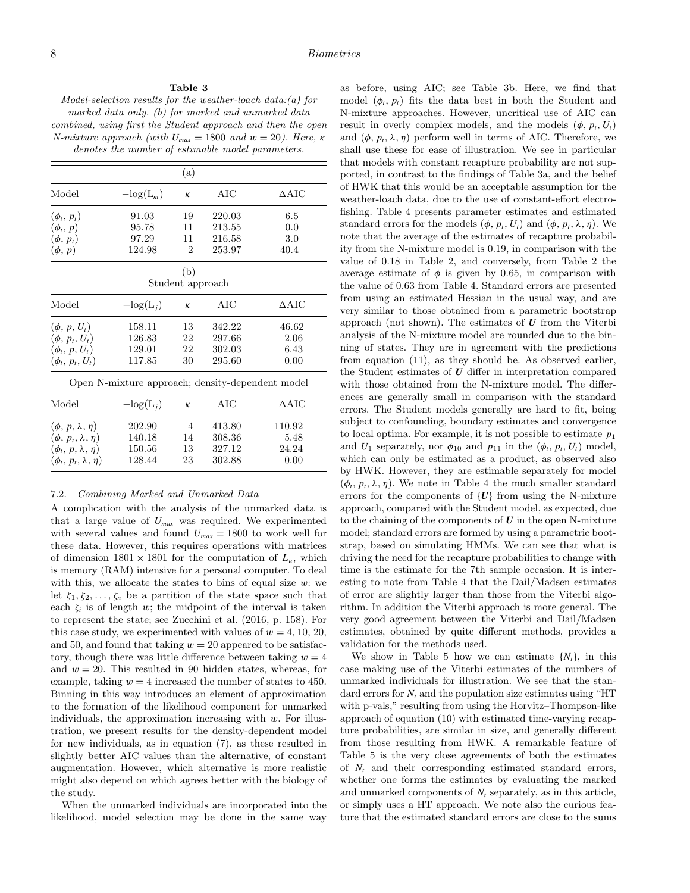**Table 3**

*Model-selection results for the weather-loach data:(a) for marked data only. (b) for marked and unmarked data combined, using first the Student approach and then the open N-mixture approach (with $U_{max} = 1800$ and $w = 20$). Here, $\kappa$ denotes the number of estimable model parameters.*

(a)

| Model | $-\log(L_m)$ | $\kappa$ | AIC | $\Delta$AIC |
|---|---|---|---|---|
| $(\phi_t, p_t)$ | 91.03 | 19 | 220.03 | 6.5 |
| $(\phi_t, p)$ | 95.78 | 11 | 213.55 | 0.0 |
| $(\phi, p_t)$ | 97.29 | 11 | 216.58 | 3.0 |
| $(\phi, p)$ | 124.98 | 2 | 253.97 | 40.4 |

(b)
Student approach

| Model | $-\log(L_j)$ | $\kappa$ | AIC | $\Delta$AIC |
|---|---|---|---|---|
| $(\phi, p, U_t)$ | 158.11 | 13 | 342.22 | 46.62 |
| $(\phi, p_t, U_t)$ | 126.83 | 22 | 297.66 | 2.06 |
| $(\phi_t, p, U_t)$ | 129.01 | 22 | 302.03 | 6.43 |
| $(\phi_t, p_t, U_t)$ | 117.85 | 30 | 295.60 | 0.00 |

Open N-mixture approach; density-dependent model

| Model | $-\log(L_j)$ | $\kappa$ | AIC | $\Delta$AIC |
|---|---|---|---|---|
| $(\phi, p, \lambda, \eta)$ | 202.90 | 4 | 413.80 | 110.92 |
| $(\phi, p_t, \lambda, \eta)$ | 140.18 | 14 | 308.36 | 5.48 |
| $(\phi_t, p, \lambda, \eta)$ | 150.56 | 13 | 327.12 | 24.24 |
| $(\phi_t, p_t, \lambda, \eta)$ | 128.44 | 23 | 302.88 | 0.00 |

### 7.2. *Combining Marked and Unmarked Data*

A complication with the analysis of the unmarked data is that a large value of $U_{max}$ was required. We experimented with several values and found $U_{max} = 1800$ to work well for these data. However, this requires operations with matrices of dimension $1801 \times 1801$ for the computation of $L_u$, which is memory (RAM) intensive for a personal computer. To deal with this, we allocate the states to bins of equal size $w$: we let $\zeta_1, \zeta_2, \ldots, \zeta_n$ be a partition of the state space such that each $\zeta_i$ is of length $w$; the midpoint of the interval is taken to represent the state; see Zucchini et al. (2016, p. 158). For this case study, we experimented with values of $w = 4$, 10, 20, and 50, and found that taking $w = 20$ appeared to be satisfactory, though there was little difference between taking $w = 4$ and $w = 20$. This resulted in 90 hidden states, whereas, for example, taking $w = 4$ increased the number of states to 450. Binning in this way introduces an element of approximation to the formation of the likelihood component for unmarked individuals, the approximation increasing with $w$. For illustration, we present results for the density-dependent model for new individuals, as in equation (7), as these resulted in slightly better AIC values than the alternative, of constant augmentation. However, which alternative is more realistic might also depend on which agrees better with the biology of the study.

When the unmarked individuals are incorporated into the likelihood, model selection may be done in the same way as before, using AIC; see Table 3b. Here, we find that model $(\phi_t, p_t)$ fits the data best in both the Student and N-mixture approaches. However, uncritical use of AIC can result in overly complex models, and the models $(\phi, p_t, U_t)$ and $(\phi, p_t, \lambda, \eta)$ perform well in terms of AIC. Therefore, we shall use these for ease of illustration. We see in particular that models with constant recapture probability are not supported, in contrast to the findings of Table 3a, and the belief of HWK that this would be an acceptable assumption for the weather-loach data, due to the use of constant-effort electrofishing. Table 4 presents parameter estimates and estimated standard errors for the models $(\phi, p_t, U_t)$ and $(\phi, p_t, \lambda, \eta)$. We note that the average of the estimates of recapture probability from the N-mixture model is 0.19, in comparison with the value of 0.18 in Table 2, and conversely, from Table 2 the average estimate of $\phi$ is given by 0.65, in comparison with the value of 0.63 from Table 4. Standard errors are presented from using an estimated Hessian in the usual way, and are very similar to those obtained from a parametric bootstrap approach (not shown). The estimates of $\boldsymbol{U}$ from the Viterbi analysis of the N-mixture model are rounded due to the binning of states. They are in agreement with the predictions from equation (11), as they should be. As observed earlier, the Student estimates of $\boldsymbol{U}$ differ in interpretation compared with those obtained from the N-mixture model. The differences are generally small in comparison with the standard errors. The Student models generally are hard to fit, being subject to confounding, boundary estimates and convergence to local optima. For example, it is not possible to estimate $p_1$ and $U_1$ separately, nor $\phi_{10}$ and $p_{11}$ in the $(\phi_t, p_t, U_t)$ model, which can only be estimated as a product, as observed also by HWK. However, they are estimable separately for model $(\phi_t, p_t, \lambda, \eta)$. We note in Table 4 the much smaller standard errors for the components of $\{\boldsymbol{U}\}$ from using the N-mixture approach, compared with the Student model, as expected, due to the chaining of the components of $\boldsymbol{U}$ in the open N-mixture model; standard errors are formed by using a parametric bootstrap, based on simulating HMMs. We can see that what is driving the need for the recapture probabilities to change with time is the estimate for the 7th sample occasion. It is interesting to note from Table 4 that the Dail/Madsen estimates of error are slightly larger than those from the Viterbi algorithm. In addition the Viterbi approach is more general. The very good agreement between the Viterbi and Dail/Madsen estimates, obtained by quite different methods, provides a validation for the methods used.

We show in Table 5 how we can estimate $\{N_t\}$, in this case making use of the Viterbi estimates of the numbers of unmarked individuals for illustration. We see that the standard errors for $N_t$ and the population size estimates using "HT with p-vals," resulting from using the Horvitz–Thompson-like approach of equation (10) with estimated time-varying recapture probabilities, are similar in size, and generally different from those resulting from HWK. A remarkable feature of Table 5 is the very close agreements of both the estimates of $N_t$ and their corresponding estimated standard errors, whether one forms the estimates by evaluating the marked and unmarked components of $N_t$ separately, as in this article, or simply uses a HT approach. We note also the curious feature that the estimated standard errors are close to the sums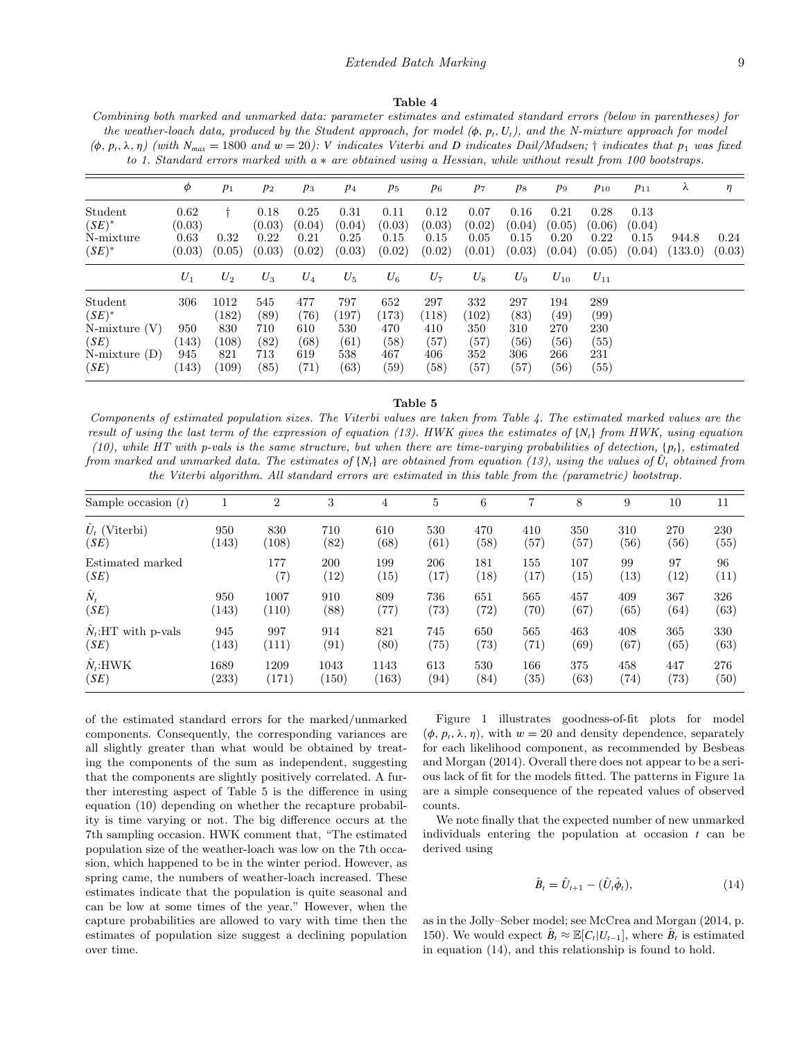**Table 4**

*Combining both marked and unmarked data: parameter estimates and estimated standard errors (below in parentheses) for the weather-loach data, produced by the Student approach, for model $(\phi, p_t, U_t)$, and the N-mixture approach for model $(\phi, p_t, \lambda, \eta)$ (with $N_{max} = 1800$ and $w = 20$): V indicates Viterbi and D indicates Dail/Madsen; † indicates that $p_1$ was fixed to 1. Standard errors marked with a ∗ are obtained using a Hessian, while without result from 100 bootstraps.*

| | $\phi$ | $p_1$ | $p_2$ | $p_3$ | $p_4$ | $p_5$ | $p_6$ | $p_7$ | $p_8$ | $p_9$ | $p_{10}$ | $p_{11}$ | $\lambda$ | $\eta$ |
|---|---|---|---|---|---|---|---|---|---|---|---|---|---|---|
| Student | 0.62 | † | 0.18 | 0.25 | 0.31 | 0.11 | 0.12 | 0.07 | 0.16 | 0.21 | 0.28 | 0.13 | | |
| $(SE)^*$ | (0.03) | | (0.03) | (0.04) | (0.04) | (0.03) | (0.03) | (0.02) | (0.04) | (0.05) | (0.06) | (0.04) | | |
| N-mixture | 0.63 | 0.32 | 0.22 | 0.21 | 0.25 | 0.15 | 0.15 | 0.05 | 0.15 | 0.20 | 0.22 | 0.15 | 944.8 | 0.24 |
| $(SE)^*$ | (0.03) | (0.05) | (0.03) | (0.02) | (0.03) | (0.02) | (0.02) | (0.01) | (0.03) | (0.04) | (0.05) | (0.04) | (133.0) | (0.03) |
| | $U_1$ | $U_2$ | $U_3$ | $U_4$ | $U_5$ | $U_6$ | $U_7$ | $U_8$ | $U_9$ | $U_{10}$ | $U_{11}$ | | | |
| Student | 306 | 1012 | 545 | 477 | 797 | 652 | 297 | 332 | 297 | 194 | 289 | | | |
| $(SE)^*$ | | (182) | (89) | (76) | (197) | (173) | (118) | (102) | (83) | (49) | (99) | | | |
| N-mixture (V) | 950 | 830 | 710 | 610 | 530 | 470 | 410 | 350 | 310 | 270 | 230 | | | |
| $(SE)$ | (143) | (108) | (82) | (68) | (61) | (58) | (57) | (57) | (56) | (56) | (55) | | | |
| N-mixture (D) | 945 | 821 | 713 | 619 | 538 | 467 | 406 | 352 | 306 | 266 | 231 | | | |
| $(SE)$ | (143) | (109) | (85) | (71) | (63) | (59) | (58) | (57) | (57) | (56) | (55) | | | |

**Table 5**

*Components of estimated population sizes. The Viterbi values are taken from Table 4. The estimated marked values are the result of using the last term of the expression of equation (13). HWK gives the estimates of $\{N_t\}$ from HWK, using equation (10), while HT with p-vals is the same structure, but when there are time-varying probabilities of detection, $\{p_t\}$, estimated from marked and unmarked data. The estimates of $\{N_t\}$ are obtained from equation (13), using the values of $\hat{U}_t$ obtained from the Viterbi algorithm. All standard errors are estimated in this table from the (parametric) bootstrap.*

| Sample occasion $(t)$ | 1 | 2 | 3 | 4 | 5 | 6 | 7 | 8 | 9 | 10 | 11 |
|---|---|---|---|---|---|---|---|---|---|---|---|
| $\hat{U}_t$ (Viterbi) | 950 | 830 | 710 | 610 | 530 | 470 | 410 | 350 | 310 | 270 | 230 |
| $(SE)$ | (143) | (108) | (82) | (68) | (61) | (58) | (57) | (57) | (56) | (56) | (55) |
| Estimated marked | | 177 | 200 | 199 | 206 | 181 | 155 | 107 | 99 | 97 | 96 |
| $(SE)$ | | (7) | (12) | (15) | (17) | (18) | (17) | (15) | (13) | (12) | (11) |
| $\hat{N}_t$ | 950 | 1007 | 910 | 809 | 736 | 651 | 565 | 457 | 409 | 367 | 326 |
| $(SE)$ | (143) | (110) | (88) | (77) | (73) | (72) | (70) | (67) | (65) | (64) | (63) |
| $\hat{N}_t$:HT with p-vals | 945 | 997 | 914 | 821 | 745 | 650 | 565 | 463 | 408 | 365 | 330 |
| $(SE)$ | (143) | (111) | (91) | (80) | (75) | (73) | (71) | (69) | (67) | (65) | (63) |
| $\hat{N}_t$:HWK | 1689 | 1209 | 1043 | 1143 | 613 | 530 | 166 | 375 | 458 | 447 | 276 |
| $(SE)$ | (233) | (171) | (150) | (163) | (94) | (84) | (35) | (63) | (74) | (73) | (50) |

of the estimated standard errors for the marked/unmarked components. Consequently, the corresponding variances are all slightly greater than what would be obtained by treating the components of the sum as independent, suggesting that the components are slightly positively correlated. A further interesting aspect of Table 5 is the difference in using equation (10) depending on whether the recapture probability is time varying or not. The big difference occurs at the 7th sampling occasion. HWK comment that, "The estimated population size of the weather-loach was low on the 7th occasion, which happened to be in the winter period. However, as spring came, the numbers of weather-loach increased. These estimates indicate that the population is quite seasonal and can be low at some times of the year." However, when the capture probabilities are allowed to vary with time then the estimates of population size suggest a declining population over time.

Figure 1 illustrates goodness-of-fit plots for model $(\phi, p_t, \lambda, \eta)$, with $w = 20$ and density dependence, separately for each likelihood component, as recommended by Besbeas and Morgan (2014). Overall there does not appear to be a serious lack of fit for the models fitted. The patterns in Figure 1a are a simple consequence of the repeated values of observed counts.

We note finally that the expected number of new unmarked individuals entering the population at occasion $t$ can be derived using

$$\hat{B}_t = \hat{U}_{t+1} - (\hat{U}_t \hat{\phi}_t), \tag{14}$$

as in the Jolly–Seber model; see McCrea and Morgan (2014, p. 150). We would expect $\hat{B}_t \approx \mathbb{E}[C_t|U_{t-1}]$, where $\hat{B}_t$ is estimated in equation (14), and this relationship is found to hold.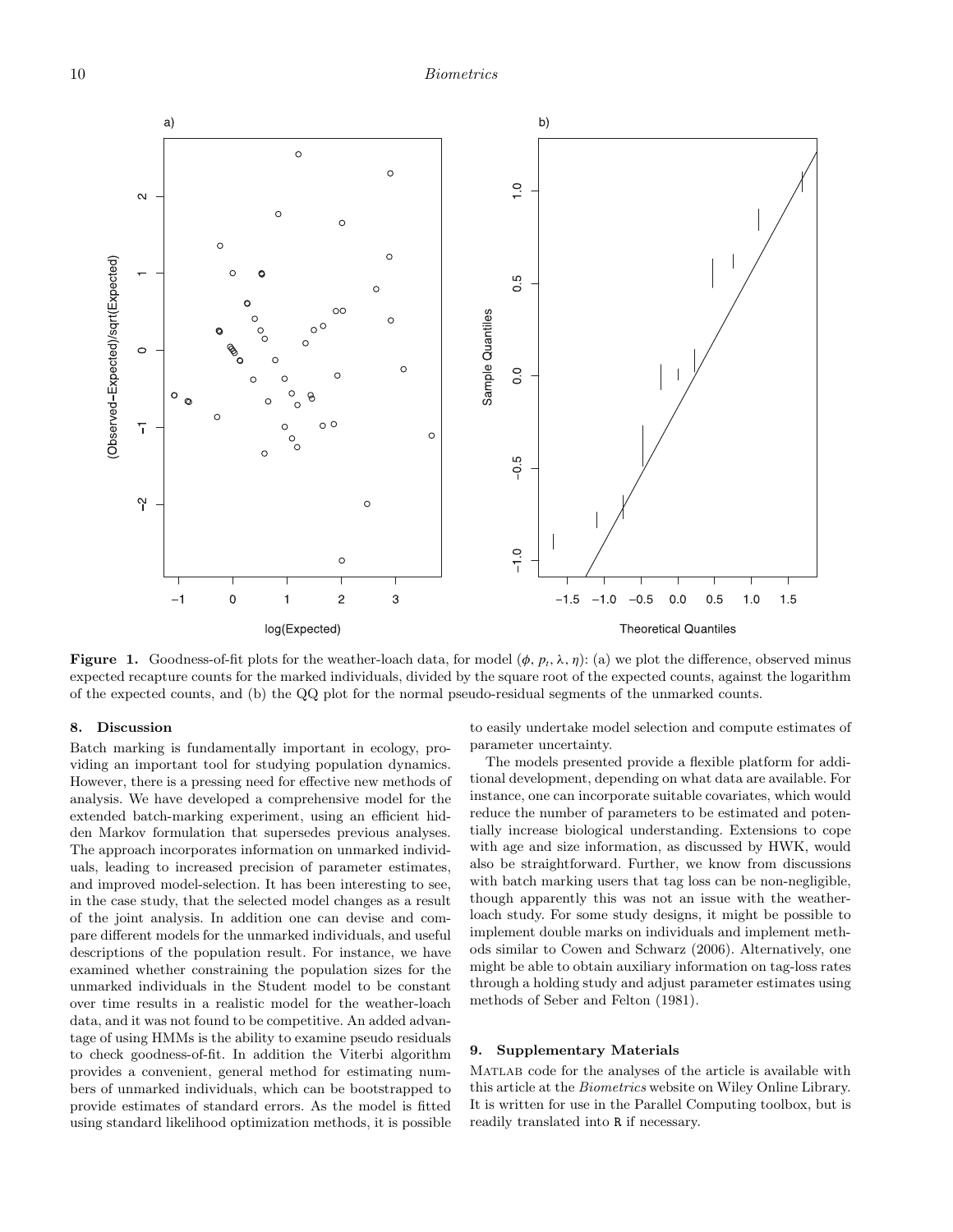a)

(Observed−Expected)/sqrt(Expected)

−2 −1 0 1 2

log(Expected)

−1 0 1 2 3

b)

Sample Quantiles

−1.0 −0.5 0.0 0.5 1.0

Theoretical Quantiles

−1.5 −1.0 −0.5 0.0 0.5 1.0 1.5

**Figure 1.** Goodness-of-fit plots for the weather-loach data, for model ($\phi$, $p_t$, $\lambda$, $\eta$): (a) we plot the difference, observed minus expected recapture counts for the marked individuals, divided by the square root of the expected counts, against the logarithm of the expected counts, and (b) the QQ plot for the normal pseudo-residual segments of the unmarked counts.

## 8. Discussion

Batch marking is fundamentally important in ecology, providing an important tool for studying population dynamics. However, there is a pressing need for effective new methods of analysis. We have developed a comprehensive model for the extended batch-marking experiment, using an efficient hidden Markov formulation that supersedes previous analyses. The approach incorporates information on unmarked individuals, leading to increased precision of parameter estimates, and improved model-selection. It has been interesting to see, in the case study, that the selected model changes as a result of the joint analysis. In addition one can devise and compare different models for the unmarked individuals, and useful descriptions of the population result. For instance, we have examined whether constraining the population sizes for the unmarked individuals in the Student model to be constant over time results in a realistic model for the weather-loach data, and it was not found to be competitive. An added advantage of using HMMs is the ability to examine pseudo residuals to check goodness-of-fit. In addition the Viterbi algorithm provides a convenient, general method for estimating numbers of unmarked individuals, which can be bootstrapped to provide estimates of standard errors. As the model is fitted using standard likelihood optimization methods, it is possible to easily undertake model selection and compute estimates of parameter uncertainty.

The models presented provide a flexible platform for additional development, depending on what data are available. For instance, one can incorporate suitable covariates, which would reduce the number of parameters to be estimated and potentially increase biological understanding. Extensions to cope with age and size information, as discussed by HWK, would also be straightforward. Further, we know from discussions with batch marking users that tag loss can be non-negligible, though apparently this was not an issue with the weather-loach study. For some study designs, it might be possible to implement double marks on individuals and implement methods similar to Cowen and Schwarz (2006). Alternatively, one might be able to obtain auxiliary information on tag-loss rates through a holding study and adjust parameter estimates using methods of Seber and Felton (1981).

## 9. Supplementary Materials

MATLAB code for the analyses of the article is available with this article at the *Biometrics* website on Wiley Online Library. It is written for use in the Parallel Computing toolbox, but is readily translated into R if necessary.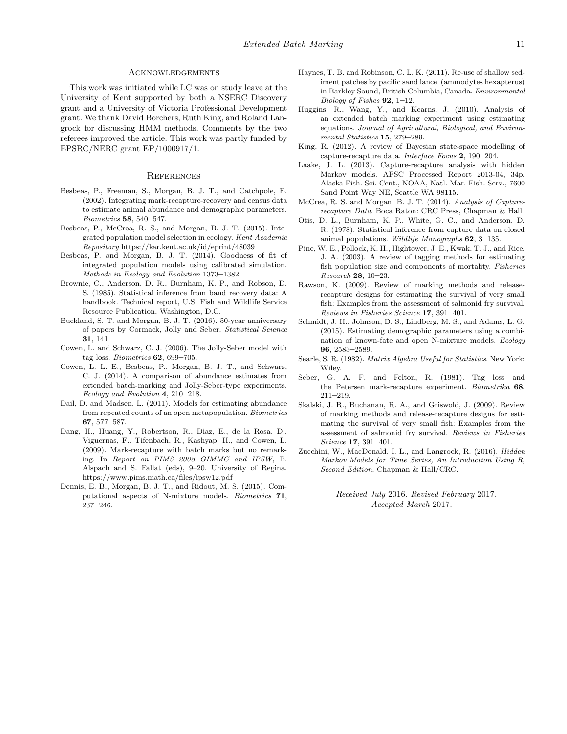## Acknowledgements

This work was initiated while LC was on study leave at the University of Kent supported by both a NSERC Discovery grant and a University of Victoria Professional Development grant. We thank David Borchers, Ruth King, and Roland Langrock for discussing HMM methods. Comments by the two referees improved the article. This work was partly funded by EPSRC/NERC grant EP/1000917/1.

## References

Besbeas, P., Freeman, S., Morgan, B. J. T., and Catchpole, E. (2002). Integrating mark-recapture-recovery and census data to estimate animal abundance and demographic parameters. *Biometrics* **58**, 540–547.

Besbeas, P., McCrea, R. S., and Morgan, B. J. T. (2015). Integrated population model selection in ecology. *Kent Academic Repository* https://kar.kent.ac.uk/id/eprint/48039

Besbeas, P. and Morgan, B. J. T. (2014). Goodness of fit of integrated population models using calibrated simulation. *Methods in Ecology and Evolution* 1373–1382.

Brownie, C., Anderson, D. R., Burnham, K. P., and Robson, D. S. (1985). Statistical inference from band recovery data: A handbook. Technical report, U.S. Fish and Wildlife Service Resource Publication, Washington, D.C.

Buckland, S. T. and Morgan, B. J. T. (2016). 50-year anniversary of papers by Cormack, Jolly and Seber. *Statistical Science* **31**, 141.

Cowen, L. and Schwarz, C. J. (2006). The Jolly-Seber model with tag loss. *Biometrics* **62**, 699–705.

Cowen, L. L. E., Besbeas, P., Morgan, B. J. T., and Schwarz, C. J. (2014). A comparison of abundance estimates from extended batch-marking and Jolly-Seber-type experiments. *Ecology and Evolution* **4**, 210–218.

Dail, D. and Madsen, L. (2011). Models for estimating abundance from repeated counts of an open metapopulation. *Biometrics* **67**, 577–587.

Dang, H., Huang, Y., Robertson, R., Diaz, E., de la Rosa, D., Viguernas, F., Tifenbach, R., Kashyap, H., and Cowen, L. (2009). Mark-recapture with batch marks but no remarking. In *Report on PIMS 2008 GIMMC and IPSW*, B. Alspach and S. Fallat (eds), 9–20. University of Regina. https://www.pims.math.ca/files/ipsw12.pdf

Dennis, E. B., Morgan, B. J. T., and Ridout, M. S. (2015). Computational aspects of N-mixture models. *Biometrics* **71**, 237–246.

Haynes, T. B. and Robinson, C. L. K. (2011). Re-use of shallow sediment patches by pacific sand lance (ammodytes hexapterus) in Barkley Sound, British Columbia, Canada. *Environmental Biology of Fishes* **92**, 1–12.

Huggins, R., Wang, Y., and Kearns, J. (2010). Analysis of an extended batch marking experiment using estimating equations. *Journal of Agricultural, Biological, and Environmental Statistics* **15**, 279–289.

King, R. (2012). A review of Bayesian state-space modelling of capture-recapture data. *Interface Focus* **2**, 190–204.

Laake, J. L. (2013). Capture-recapture analysis with hidden Markov models. AFSC Processed Report 2013-04, 34p. Alaska Fish. Sci. Cent., NOAA, Natl. Mar. Fish. Serv., 7600 Sand Point Way NE, Seattle WA 98115.

McCrea, R. S. and Morgan, B. J. T. (2014). *Analysis of Capture-recapture Data*. Boca Raton: CRC Press, Chapman & Hall.

Otis, D. L., Burnham, K. P., White, G. C., and Anderson, D. R. (1978). Statistical inference from capture data on closed animal populations. *Wildlife Monographs* **62**, 3–135.

Pine, W. E., Pollock, K. H., Hightower, J. E., Kwak, T. J., and Rice, J. A. (2003). A review of tagging methods for estimating fish population size and components of mortality. *Fisheries Research* **28**, 10–23.

Rawson, K. (2009). Review of marking methods and release-recapture designs for estimating the survival of very small fish: Examples from the assessment of salmonid fry survival. *Reviews in Fisheries Science* **17**, 391–401.

Schmidt, J. H., Johnson, D. S., Lindberg, M. S., and Adams, L. G. (2015). Estimating demographic parameters using a combination of known-fate and open N-mixture models. *Ecology* **96**, 2583–2589.

Searle, S. R. (1982). *Matrix Algebra Useful for Statistics*. New York: Wiley.

Seber, G. A. F. and Felton, R. (1981). Tag loss and the Petersen mark-recapture experiment. *Biometrika* **68**, 211–219.

Skalski, J. R., Buchanan, R. A., and Griswold, J. (2009). Review of marking methods and release-recapture designs for estimating the survival of very small fish: Examples from the assessment of salmonid fry survival. *Reviews in Fisheries Science* **17**, 391–401.

Zucchini, W., MacDonald, I. L., and Langrock, R. (2016). *Hidden Markov Models for Time Series, An Introduction Using R, Second Edition*. Chapman & Hall/CRC.

*Received July* 2016. *Revised February* 2017.
*Accepted March* 2017.